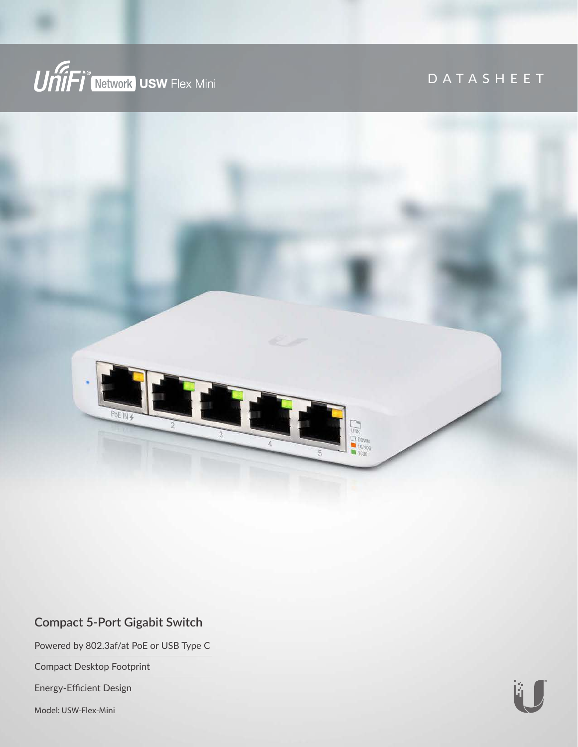UniFi® Network **USW** Flex Mini

DATASHEET

## Compact 5-Port Gigabit Switch

Powered by 802.3af/at PoE or USB Type C

Compact Desktop Footprint

Energy-Efficient Design

Model: USW-Flex-Mini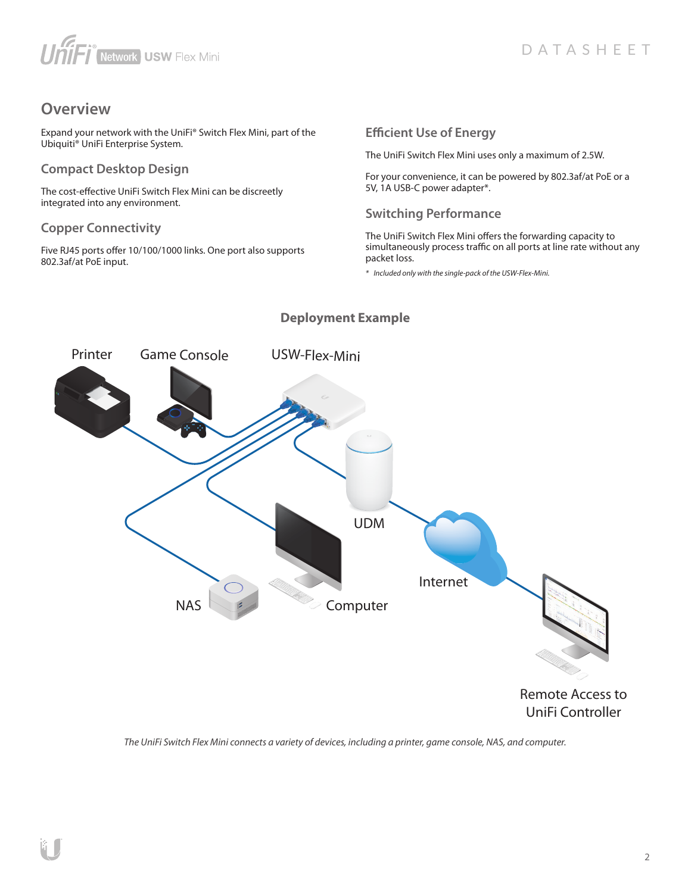## Overview

Expand your network with the UniFi® Switch Flex Mini, part of the Ubiquiti® UniFi Enterprise System.

### Compact Desktop Design

The cost-effective UniFi Switch Flex Mini can be discreetly integrated into any environment.

### Copper Connectivity

Five RJ45 ports offer 10/100/1000 links. One port also supports 802.3af/at PoE input.

### Efficient Use of Energy

The UniFi Switch Flex Mini uses only a maximum of 2.5W.

For your convenience, it can be powered by 802.3af/at PoE or a 5V, 1A USB-C power adapter*.

### Switching Performance

The UniFi Switch Flex Mini offers the forwarding capacity to simultaneously process traffic on all ports at line rate without any packet loss.

*\* Included only with the single-pack of the USW-Flex-Mini.*

### Deployment Example

Printer
Game Console
USW-Flex-Mini
UDM
Internet
NAS
Computer
Remote Access to UniFi Controller

*The UniFi Switch Flex Mini connects a variety of devices, including a printer, game console, NAS, and computer.*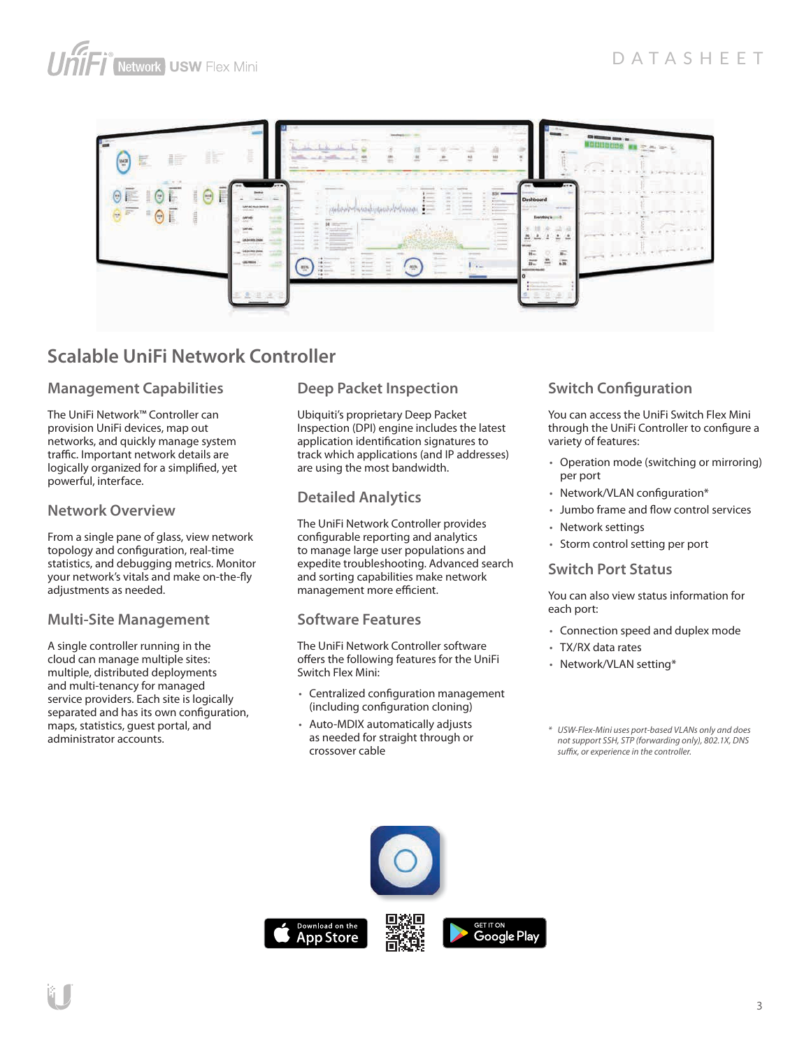# Scalable UniFi Network Controller

## Management Capabilities

The UniFi Network™ Controller can provision UniFi devices, map out networks, and quickly manage system traffic. Important network details are logically organized for a simplified, yet powerful, interface.

## Network Overview

From a single pane of glass, view network topology and configuration, real-time statistics, and debugging metrics. Monitor your network's vitals and make on-the-fly adjustments as needed.

## Multi-Site Management

A single controller running in the cloud can manage multiple sites: multiple, distributed deployments and multi-tenancy for managed service providers. Each site is logically separated and has its own configuration, maps, statistics, guest portal, and administrator accounts.

## Deep Packet Inspection

Ubiquiti's proprietary Deep Packet Inspection (DPI) engine includes the latest application identification signatures to track which applications (and IP addresses) are using the most bandwidth.

## Detailed Analytics

The UniFi Network Controller provides configurable reporting and analytics to manage large user populations and expedite troubleshooting. Advanced search and sorting capabilities make network management more efficient.

## Software Features

The UniFi Network Controller software offers the following features for the UniFi Switch Flex Mini:

- Centralized configuration management (including configuration cloning)
- Auto-MDIX automatically adjusts as needed for straight through or crossover cable

## Switch Configuration

You can access the UniFi Switch Flex Mini through the UniFi Controller to configure a variety of features:

- Operation mode (switching or mirroring) per port
- Network/VLAN configuration*
- Jumbo frame and flow control services
- Network settings
- Storm control setting per port

## Switch Port Status

You can also view status information for each port:

- Connection speed and duplex mode
- TX/RX data rates
- Network/VLAN setting*

*\* USW-Flex-Mini uses port-based VLANs only and does not support SSH, STP (forwarding only), 802.1X, DNS suffix, or experience in the controller.*

Download on the App Store

GET IT ON Google Play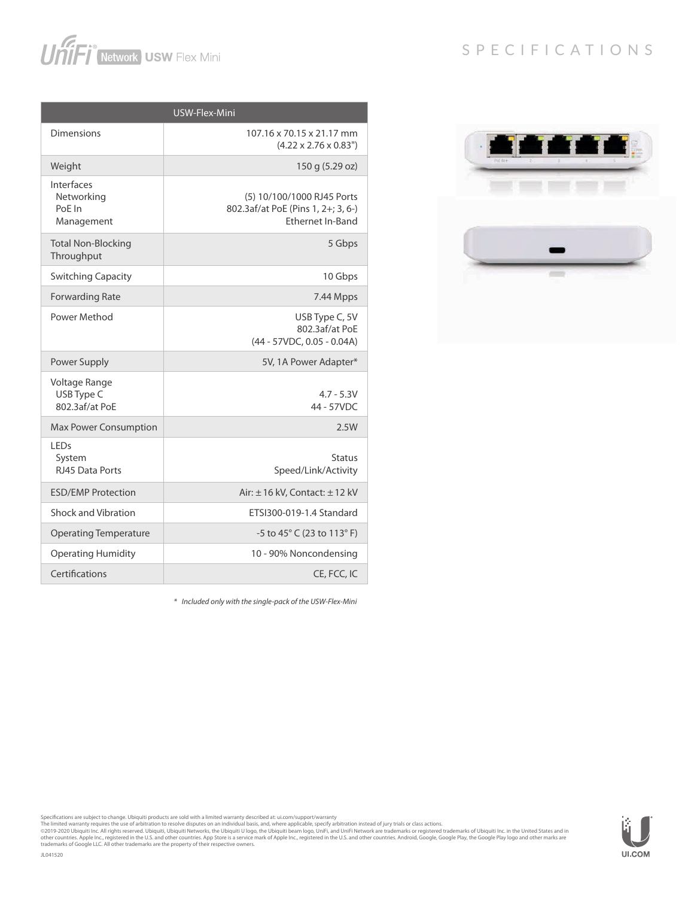# SPECIFICATIONS

| USW-Flex-Mini | |
|---|---|
| Dimensions | 107.16 x 70.15 x 21.17 mm (4.22 x 2.76 x 0.83") |
| Weight | 150 g (5.29 oz) |
| Interfaces | |
| Networking | (5) 10/100/1000 RJ45 Ports |
| PoE In | 802.3af/at PoE (Pins 1, 2+; 3, 6-) |
| Management | Ethernet In-Band |
| Total Non-Blocking Throughput | 5 Gbps |
| Switching Capacity | 10 Gbps |
| Forwarding Rate | 7.44 Mpps |
| Power Method | USB Type C, 5V<br>802.3af/at PoE<br>(44 - 57VDC, 0.05 - 0.04A) |
| Power Supply | 5V, 1A Power Adapter* |
| Voltage Range | |
| USB Type C | 4.7 - 5.3V |
| 802.3af/at PoE | 44 - 57VDC |
| Max Power Consumption | 2.5W |
| LEDs | |
| System | Status |
| RJ45 Data Ports | Speed/Link/Activity |
| ESD/EMP Protection | Air: ± 16 kV, Contact: ± 12 kV |
| Shock and Vibration | ETSI300-019-1.4 Standard |
| Operating Temperature | -5 to 45° C (23 to 113° F) |
| Operating Humidity | 10 - 90% Noncondensing |
| Certifications | CE, FCC, IC |

*\* Included only with the single-pack of the USW-Flex-Mini*

Specifications are subject to change. Ubiquiti products are sold with a limited warranty described at: ui.com/support/warranty
The limited warranty requires the use of arbitration to resolve disputes on an individual basis, and, where applicable, specify arbitration instead of jury trials or class actions.
©2019-2020 Ubiquiti Inc. All rights reserved. Ubiquiti, Ubiquiti Networks, the Ubiquiti U logo, the Ubiquiti beam logo, UniFi, and UniFi Network are trademarks or registered trademarks of Ubiquiti Inc. in the United States and in other countries. Apple Inc., registered in the U.S. and other countries. App Store is a service mark of Apple Inc., registered in the U.S. and other countries. Android, Google, Google Play, the Google Play logo and other marks are trademarks of Google LLC. All other trademarks are the property of their respective owners.

JL041520